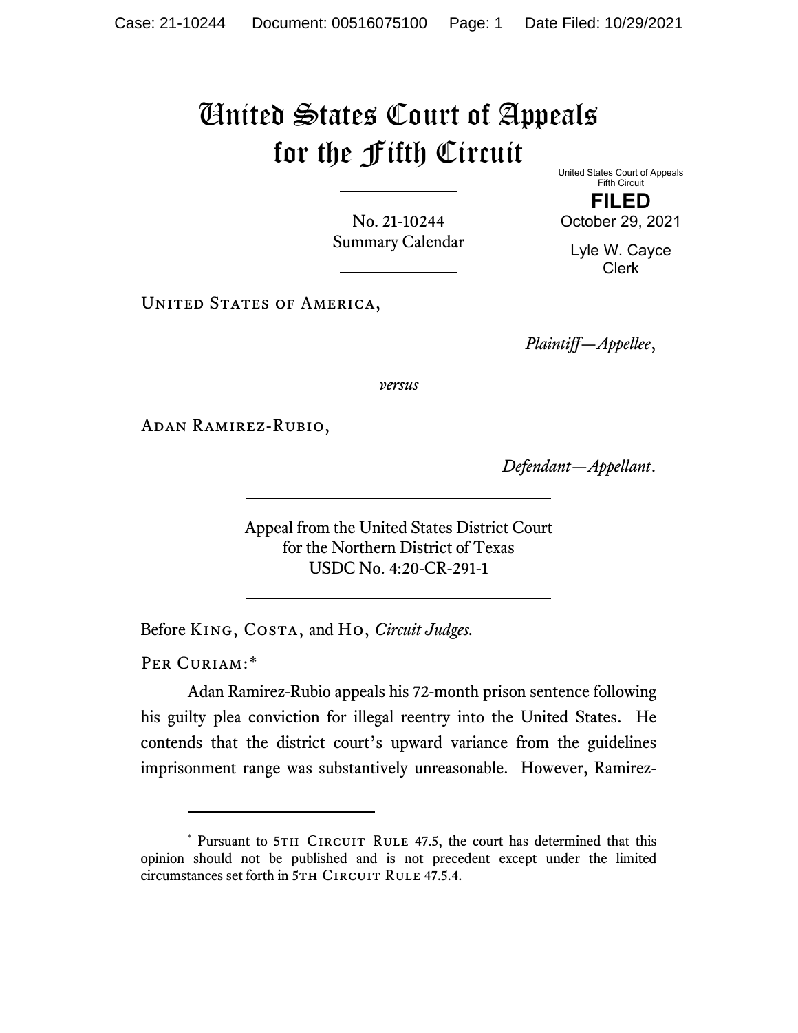# United States Court of Appeals for the Fifth Circuit

United States Court of Appeals
Fifth Circuit

**FILED**

October 29, 2021

Lyle W. Cayce
Clerk

No. 21-10244
Summary Calendar

United States of America,

*Plaintiff—Appellee*,

*versus*

Adan Ramirez-Rubio,

*Defendant—Appellant*.

Appeal from the United States District Court
for the Northern District of Texas
USDC No. 4:20-CR-291-1

Before King, Costa, and Ho, *Circuit Judges.*

Per Curiam:*

Adan Ramirez-Rubio appeals his 72-month prison sentence following his guilty plea conviction for illegal reentry into the United States. He contends that the district court's upward variance from the guidelines imprisonment range was substantively unreasonable. However, Ramirez-

---

\* Pursuant to 5th Circuit Rule 47.5, the court has determined that this opinion should not be published and is not precedent except under the limited circumstances set forth in 5th Circuit Rule 47.5.4.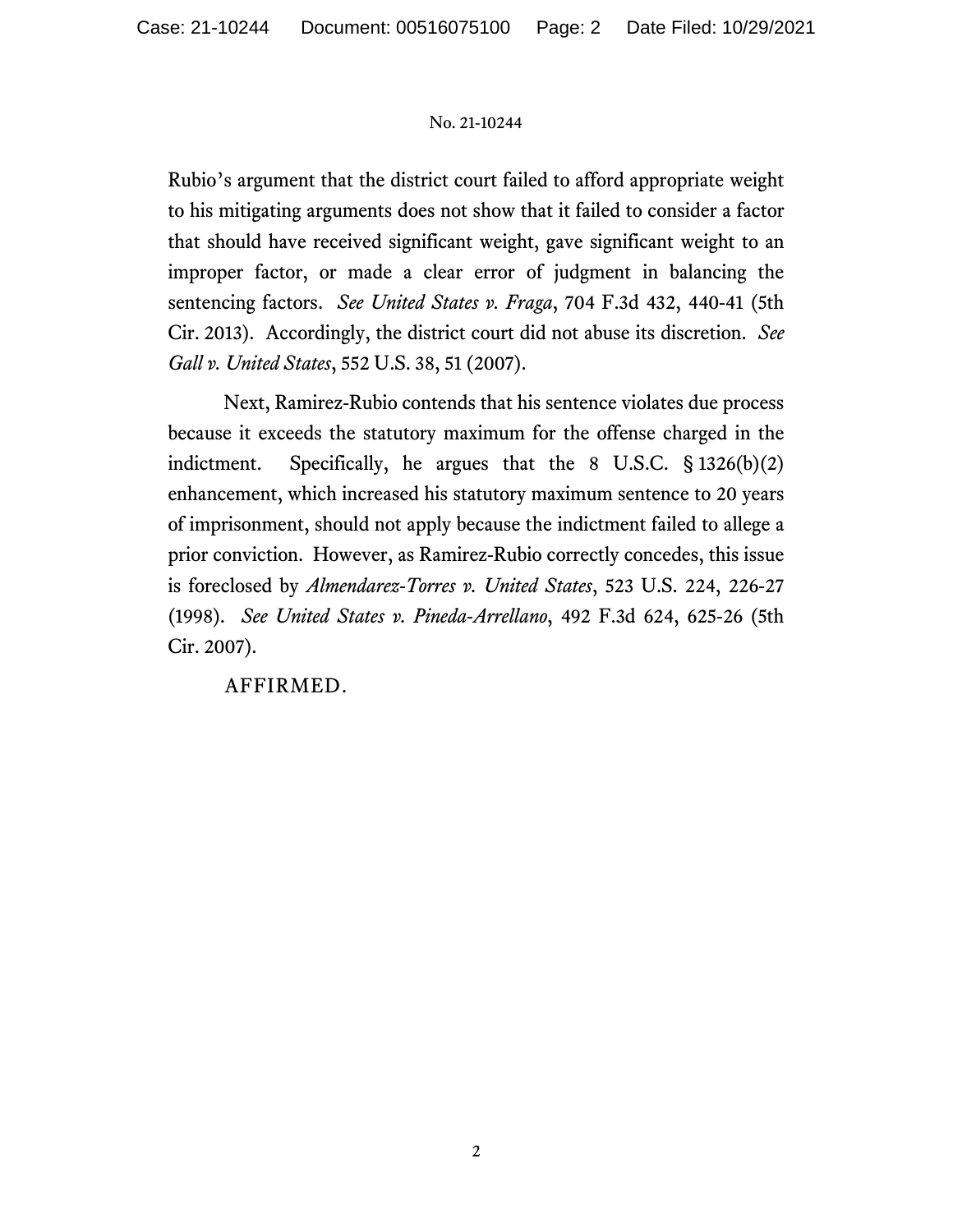Rubio's argument that the district court failed to afford appropriate weight to his mitigating arguments does not show that it failed to consider a factor that should have received significant weight, gave significant weight to an improper factor, or made a clear error of judgment in balancing the sentencing factors. *See United States v. Fraga*, 704 F.3d 432, 440-41 (5th Cir. 2013). Accordingly, the district court did not abuse its discretion. *See Gall v. United States*, 552 U.S. 38, 51 (2007).

Next, Ramirez-Rubio contends that his sentence violates due process because it exceeds the statutory maximum for the offense charged in the indictment. Specifically, he argues that the 8 U.S.C. § 1326(b)(2) enhancement, which increased his statutory maximum sentence to 20 years of imprisonment, should not apply because the indictment failed to allege a prior conviction. However, as Ramirez-Rubio correctly concedes, this issue is foreclosed by *Almendarez-Torres v. United States*, 523 U.S. 224, 226-27 (1998). *See United States v. Pineda-Arrellano*, 492 F.3d 624, 625-26 (5th Cir. 2007).

AFFIRMED.